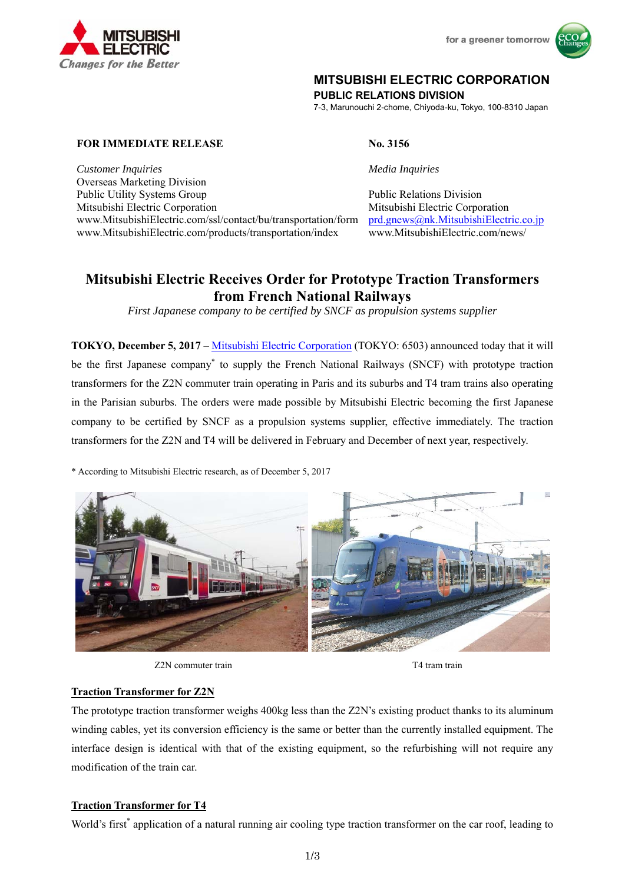**MITSUBISHI ELECTRIC CORPORATION**
**PUBLIC RELATIONS DIVISION**
7-3, Marunouchi 2-chome, Chiyoda-ku, Tokyo, 100-8310 Japan

**FOR IMMEDIATE RELEASE**

**No. 3156**

*Customer Inquiries*
Overseas Marketing Division
Public Utility Systems Group
Mitsubishi Electric Corporation
www.MitsubishiElectric.com/ssl/contact/bu/transportation/form
www.MitsubishiElectric.com/products/transportation/index

*Media Inquiries*
Public Relations Division
Mitsubishi Electric Corporation
prd.gnews@nk.MitsubishiElectric.co.jp
www.MitsubishiElectric.com/news/

# Mitsubishi Electric Receives Order for Prototype Traction Transformers from French National Railways

*First Japanese company to be certified by SNCF as propulsion systems supplier*

**TOKYO, December 5, 2017** – Mitsubishi Electric Corporation (TOKYO: 6503) announced today that it will be the first Japanese company* to supply the French National Railways (SNCF) with prototype traction transformers for the Z2N commuter train operating in Paris and its suburbs and T4 tram trains also operating in the Parisian suburbs. The orders were made possible by Mitsubishi Electric becoming the first Japanese company to be certified by SNCF as a propulsion systems supplier, effective immediately. The traction transformers for the Z2N and T4 will be delivered in February and December of next year, respectively.

\* According to Mitsubishi Electric research, as of December 5, 2017

Z2N commuter train

T4 tram train

## Traction Transformer for Z2N

The prototype traction transformer weighs 400kg less than the Z2N's existing product thanks to its aluminum winding cables, yet its conversion efficiency is the same or better than the currently installed equipment. The interface design is identical with that of the existing equipment, so the refurbishing will not require any modification of the train car.

## Traction Transformer for T4

World's first* application of a natural running air cooling type traction transformer on the car roof, leading to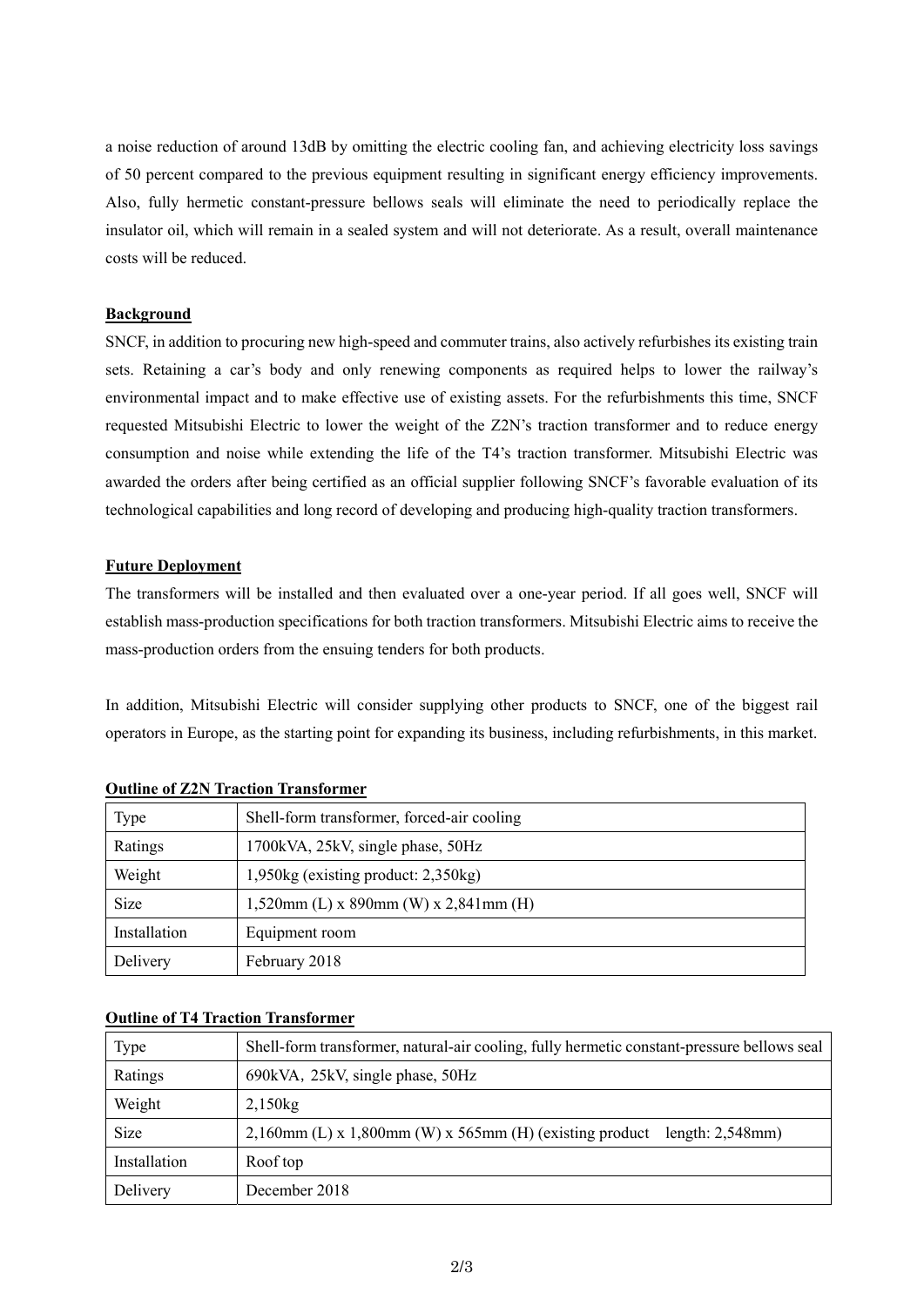a noise reduction of around 13dB by omitting the electric cooling fan, and achieving electricity loss savings of 50 percent compared to the previous equipment resulting in significant energy efficiency improvements. Also, fully hermetic constant-pressure bellows seals will eliminate the need to periodically replace the insulator oil, which will remain in a sealed system and will not deteriorate. As a result, overall maintenance costs will be reduced.

**Background**

SNCF, in addition to procuring new high-speed and commuter trains, also actively refurbishes its existing train sets. Retaining a car's body and only renewing components as required helps to lower the railway's environmental impact and to make effective use of existing assets. For the refurbishments this time, SNCF requested Mitsubishi Electric to lower the weight of the Z2N's traction transformer and to reduce energy consumption and noise while extending the life of the T4's traction transformer. Mitsubishi Electric was awarded the orders after being certified as an official supplier following SNCF's favorable evaluation of its technological capabilities and long record of developing and producing high-quality traction transformers.

**Future Deployment**

The transformers will be installed and then evaluated over a one-year period. If all goes well, SNCF will establish mass-production specifications for both traction transformers. Mitsubishi Electric aims to receive the mass-production orders from the ensuing tenders for both products.

In addition, Mitsubishi Electric will consider supplying other products to SNCF, one of the biggest rail operators in Europe, as the starting point for expanding its business, including refurbishments, in this market.

**Outline of Z2N Traction Transformer**

| | |
|---|---|
| Type | Shell-form transformer, forced-air cooling |
| Ratings | 1700kVA, 25kV, single phase, 50Hz |
| Weight | 1,950kg (existing product: 2,350kg) |
| Size | 1,520mm (L) x 890mm (W) x 2,841mm (H) |
| Installation | Equipment room |
| Delivery | February 2018 |

**Outline of T4 Traction Transformer**

| | |
|---|---|
| Type | Shell-form transformer, natural-air cooling, fully hermetic constant-pressure bellows seal |
| Ratings | 690kVA, 25kV, single phase, 50Hz |
| Weight | 2,150kg |
| Size | 2,160mm (L) x 1,800mm (W) x 565mm (H) (existing product length: 2,548mm) |
| Installation | Roof top |
| Delivery | December 2018 |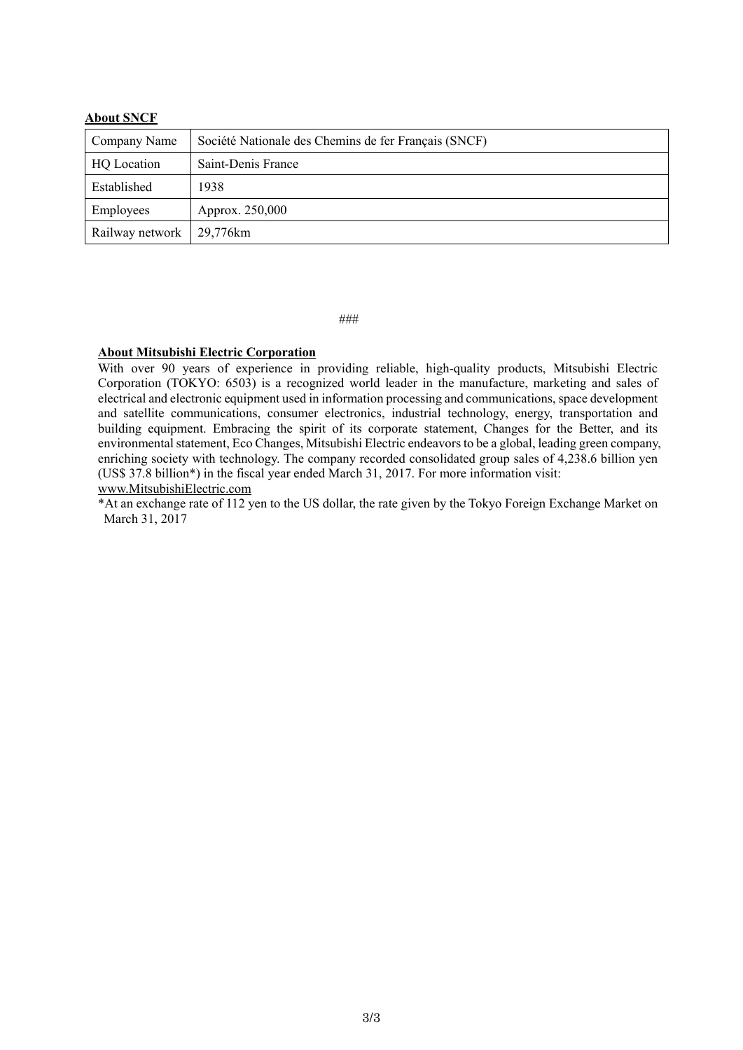**About SNCF**

| | |
|---|---|
| Company Name | Société Nationale des Chemins de fer Français (SNCF) |
| HQ Location | Saint-Denis France |
| Established | 1938 |
| Employees | Approx. 250,000 |
| Railway network | 29,776km |

###

**About Mitsubishi Electric Corporation**

With over 90 years of experience in providing reliable, high-quality products, Mitsubishi Electric Corporation (TOKYO: 6503) is a recognized world leader in the manufacture, marketing and sales of electrical and electronic equipment used in information processing and communications, space development and satellite communications, consumer electronics, industrial technology, energy, transportation and building equipment. Embracing the spirit of its corporate statement, Changes for the Better, and its environmental statement, Eco Changes, Mitsubishi Electric endeavors to be a global, leading green company, enriching society with technology. The company recorded consolidated group sales of 4,238.6 billion yen (US$ 37.8 billion*) in the fiscal year ended March 31, 2017. For more information visit: www.MitsubishiElectric.com

*At an exchange rate of 112 yen to the US dollar, the rate given by the Tokyo Foreign Exchange Market on March 31, 2017